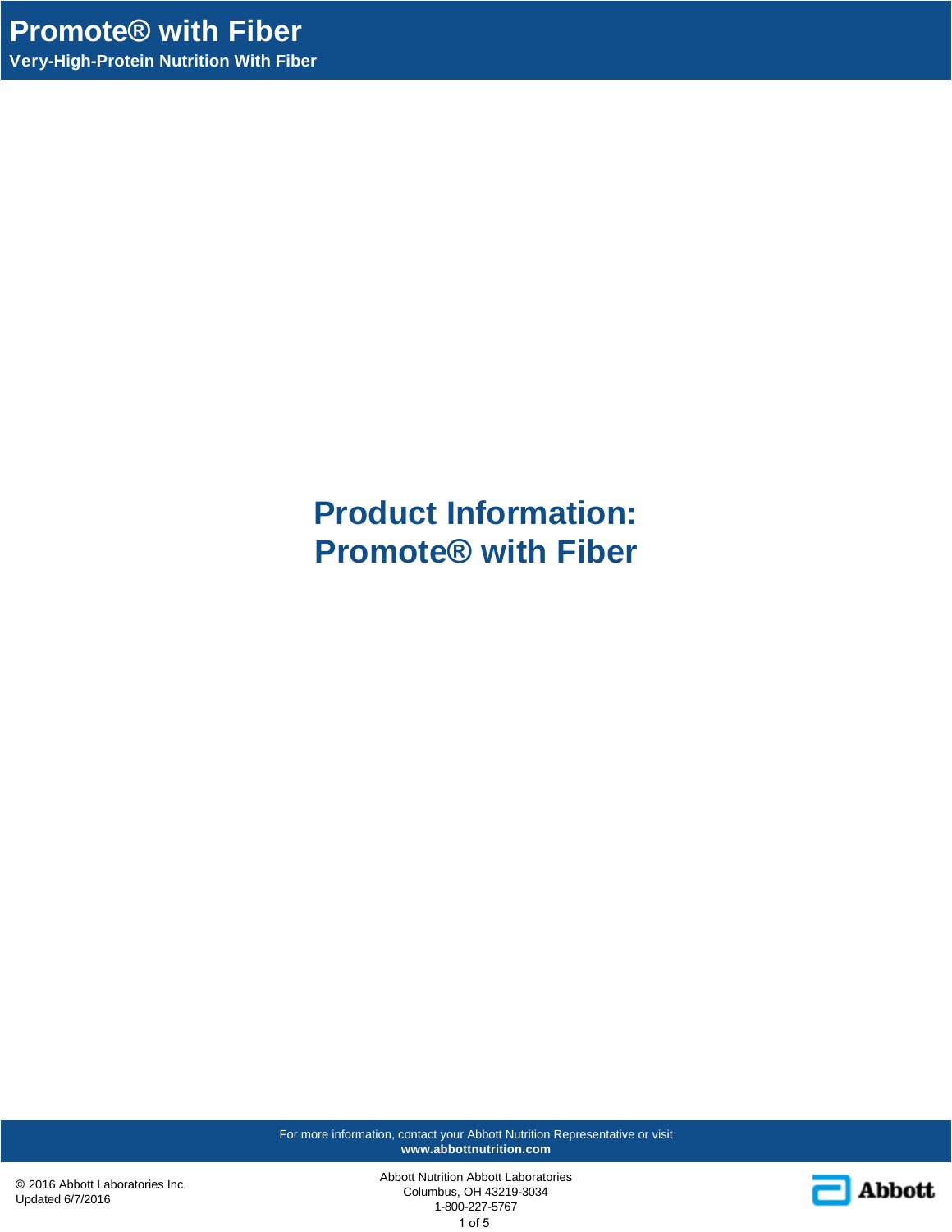# Product Information: Promote® with Fiber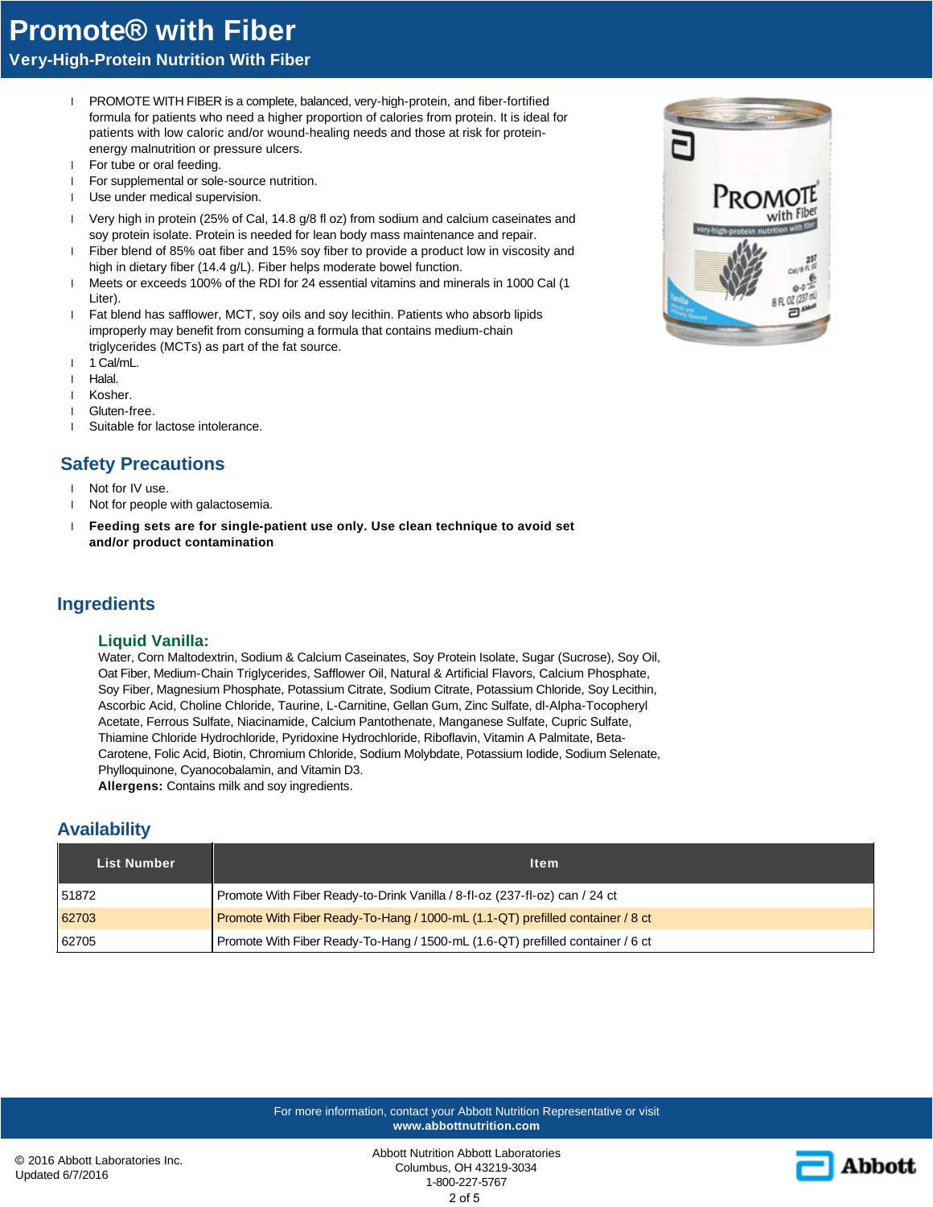# Promote® with Fiber

## Very-High-Protein Nutrition With Fiber

- PROMOTE WITH FIBER is a complete, balanced, very-high-protein, and fiber-fortified formula for patients who need a higher proportion of calories from protein. It is ideal for patients with low caloric and/or wound-healing needs and those at risk for protein-energy malnutrition or pressure ulcers.
- For tube or oral feeding.
- For supplemental or sole-source nutrition.
- Use under medical supervision.
- Very high in protein (25% of Cal, 14.8 g/8 fl oz) from sodium and calcium caseinates and soy protein isolate. Protein is needed for lean body mass maintenance and repair.
- Fiber blend of 85% oat fiber and 15% soy fiber to provide a product low in viscosity and high in dietary fiber (14.4 g/L). Fiber helps moderate bowel function.
- Meets or exceeds 100% of the RDI for 24 essential vitamins and minerals in 1000 Cal (1 Liter).
- Fat blend has safflower, MCT, soy oils and soy lecithin. Patients who absorb lipids improperly may benefit from consuming a formula that contains medium-chain triglycerides (MCTs) as part of the fat source.
- 1 Cal/mL.
- Halal.
- Kosher.
- Gluten-free.
- Suitable for lactose intolerance.

## Safety Precautions

- Not for IV use.
- Not for people with galactosemia.
- **Feeding sets are for single-patient use only. Use clean technique to avoid set and/or product contamination**

## Ingredients

### Liquid Vanilla:

Water, Corn Maltodextrin, Sodium & Calcium Caseinates, Soy Protein Isolate, Sugar (Sucrose), Soy Oil, Oat Fiber, Medium-Chain Triglycerides, Safflower Oil, Natural & Artificial Flavors, Calcium Phosphate, Soy Fiber, Magnesium Phosphate, Potassium Citrate, Sodium Citrate, Potassium Chloride, Soy Lecithin, Ascorbic Acid, Choline Chloride, Taurine, L-Carnitine, Gellan Gum, Zinc Sulfate, dl-Alpha-Tocopheryl Acetate, Ferrous Sulfate, Niacinamide, Calcium Pantothenate, Manganese Sulfate, Cupric Sulfate, Thiamine Chloride Hydrochloride, Pyridoxine Hydrochloride, Riboflavin, Vitamin A Palmitate, Beta-Carotene, Folic Acid, Biotin, Chromium Chloride, Sodium Molybdate, Potassium Iodide, Sodium Selenate, Phylloquinone, Cyanocobalamin, and Vitamin D3.

**Allergens:** Contains milk and soy ingredients.

## Availability

| List Number | Item |
|---|---|
| 51872 | Promote With Fiber Ready-to-Drink Vanilla / 8-fl-oz (237-fl-oz) can / 24 ct |
| 62703 | Promote With Fiber Ready-To-Hang / 1000-mL (1.1-QT) prefilled container / 8 ct |
| 62705 | Promote With Fiber Ready-To-Hang / 1500-mL (1.6-QT) prefilled container / 6 ct |

For more information, contact your Abbott Nutrition Representative or visit **www.abbottnutrition.com**

© 2016 Abbott Laboratories Inc.
Updated 6/7/2016

Abbott Nutrition Abbott Laboratories
Columbus, OH 43219-3034
1-800-227-5767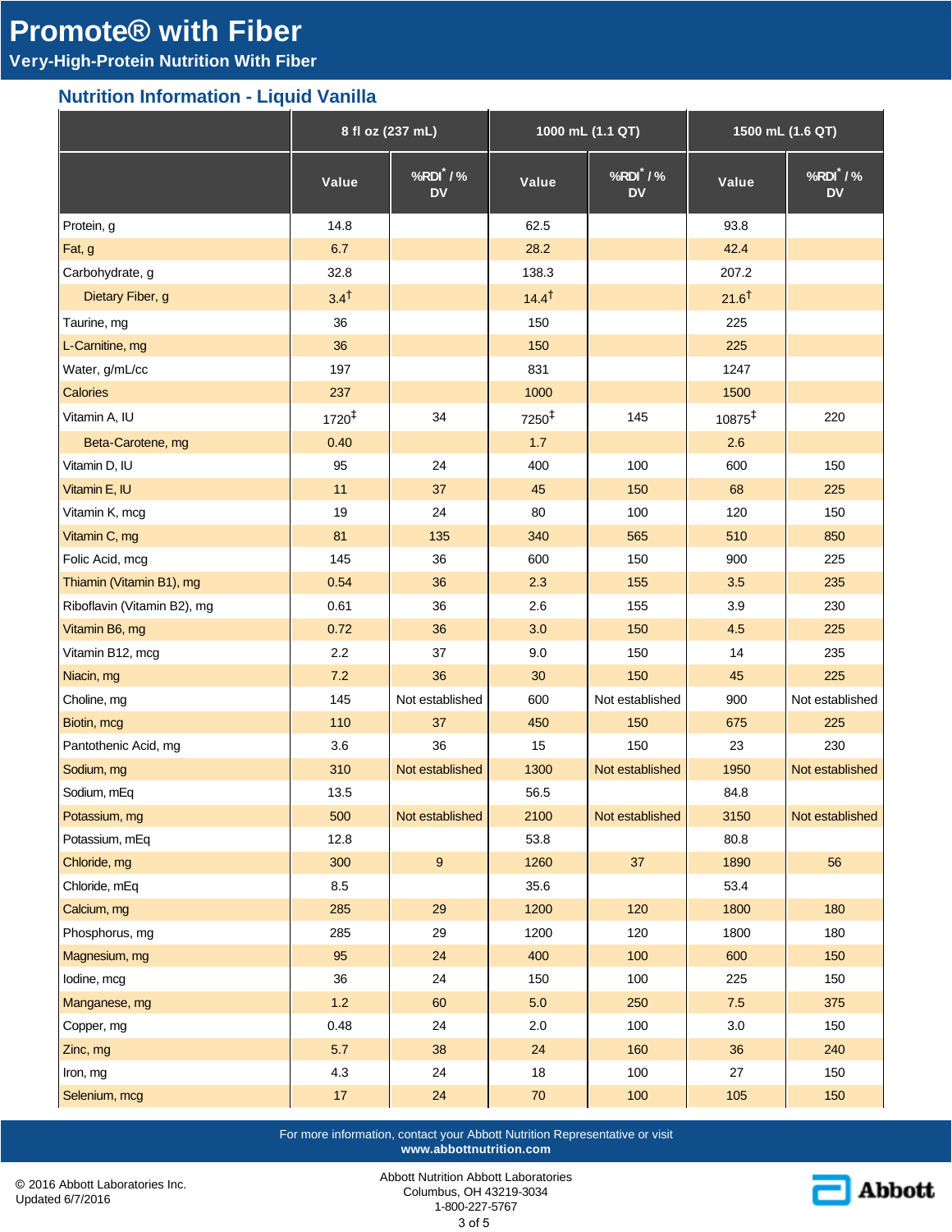# Promote® with Fiber

**Very-High-Protein Nutrition With Fiber**

## Nutrition Information - Liquid Vanilla

| | 8 fl oz (237 mL) | | 1000 mL (1.1 QT) | | 1500 mL (1.6 QT) | |
|---|---|---|---|---|---|---|
| | Value | %RDI* / % DV | Value | %RDI* / % DV | Value | %RDI* / % DV |
| Protein, g | 14.8 | | 62.5 | | 93.8 | |
| Fat, g | 6.7 | | 28.2 | | 42.4 | |
| Carbohydrate, g | 32.8 | | 138.3 | | 207.2 | |
| Dietary Fiber, g | 3.4† | | 14.4† | | 21.6† | |
| Taurine, mg | 36 | | 150 | | 225 | |
| L-Carnitine, mg | 36 | | 150 | | 225 | |
| Water, g/mL/cc | 197 | | 831 | | 1247 | |
| Calories | 237 | | 1000 | | 1500 | |
| Vitamin A, IU | 1720‡ | 34 | 7250‡ | 145 | 10875‡ | 220 |
| Beta-Carotene, mg | 0.40 | | 1.7 | | 2.6 | |
| Vitamin D, IU | 95 | 24 | 400 | 100 | 600 | 150 |
| Vitamin E, IU | 11 | 37 | 45 | 150 | 68 | 225 |
| Vitamin K, mcg | 19 | 24 | 80 | 100 | 120 | 150 |
| Vitamin C, mg | 81 | 135 | 340 | 565 | 510 | 850 |
| Folic Acid, mcg | 145 | 36 | 600 | 150 | 900 | 225 |
| Thiamin (Vitamin B1), mg | 0.54 | 36 | 2.3 | 155 | 3.5 | 235 |
| Riboflavin (Vitamin B2), mg | 0.61 | 36 | 2.6 | 155 | 3.9 | 230 |
| Vitamin B6, mg | 0.72 | 36 | 3.0 | 150 | 4.5 | 225 |
| Vitamin B12, mcg | 2.2 | 37 | 9.0 | 150 | 14 | 235 |
| Niacin, mg | 7.2 | 36 | 30 | 150 | 45 | 225 |
| Choline, mg | 145 | Not established | 600 | Not established | 900 | Not established |
| Biotin, mcg | 110 | 37 | 450 | 150 | 675 | 225 |
| Pantothenic Acid, mg | 3.6 | 36 | 15 | 150 | 23 | 230 |
| Sodium, mg | 310 | Not established | 1300 | Not established | 1950 | Not established |
| Sodium, mEq | 13.5 | | 56.5 | | 84.8 | |
| Potassium, mg | 500 | Not established | 2100 | Not established | 3150 | Not established |
| Potassium, mEq | 12.8 | | 53.8 | | 80.8 | |
| Chloride, mg | 300 | 9 | 1260 | 37 | 1890 | 56 |
| Chloride, mEq | 8.5 | | 35.6 | | 53.4 | |
| Calcium, mg | 285 | 29 | 1200 | 120 | 1800 | 180 |
| Phosphorus, mg | 285 | 29 | 1200 | 120 | 1800 | 180 |
| Magnesium, mg | 95 | 24 | 400 | 100 | 600 | 150 |
| Iodine, mcg | 36 | 24 | 150 | 100 | 225 | 150 |
| Manganese, mg | 1.2 | 60 | 5.0 | 250 | 7.5 | 375 |
| Copper, mg | 0.48 | 24 | 2.0 | 100 | 3.0 | 150 |
| Zinc, mg | 5.7 | 38 | 24 | 160 | 36 | 240 |
| Iron, mg | 4.3 | 24 | 18 | 100 | 27 | 150 |
| Selenium, mcg | 17 | 24 | 70 | 100 | 105 | 150 |

For more information, contact your Abbott Nutrition Representative or visit **www.abbottnutrition.com**

© 2016 Abbott Laboratories Inc.
Updated 6/7/2016

Abbott Nutrition Abbott Laboratories
Columbus, OH 43219-3034
1-800-227-5767

Abbott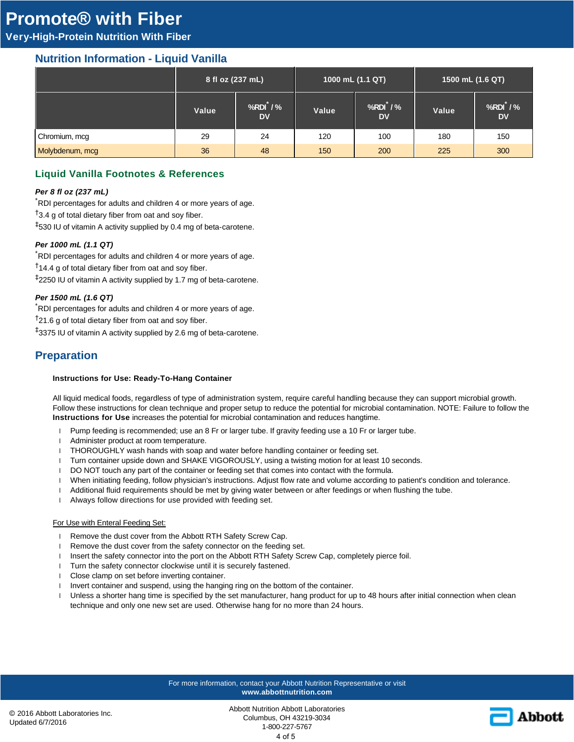# Promote® with Fiber

**Very-High-Protein Nutrition With Fiber**

## Nutrition Information - Liquid Vanilla

| | 8 fl oz (237 mL) | | 1000 mL (1.1 QT) | | 1500 mL (1.6 QT) | |
|---|---|---|---|---|---|---|
| | Value | %RDI* / % DV | Value | %RDI* / % DV | Value | %RDI* / % DV |
| Chromium, mcg | 29 | 24 | 120 | 100 | 180 | 150 |
| Molybdenum, mcg | 36 | 48 | 150 | 200 | 225 | 300 |

### Liquid Vanilla Footnotes & References

***Per 8 fl oz (237 mL)***

*RDI percentages for adults and children 4 or more years of age.

†3.4 g of total dietary fiber from oat and soy fiber.

‡530 IU of vitamin A activity supplied by 0.4 mg of beta-carotene.

***Per 1000 mL (1.1 QT)***

*RDI percentages for adults and children 4 or more years of age.

†14.4 g of total dietary fiber from oat and soy fiber.

‡2250 IU of vitamin A activity supplied by 1.7 mg of beta-carotene.

***Per 1500 mL (1.6 QT)***

*RDI percentages for adults and children 4 or more years of age.

†21.6 g of total dietary fiber from oat and soy fiber.

‡3375 IU of vitamin A activity supplied by 2.6 mg of beta-carotene.

## Preparation

**Instructions for Use: Ready-To-Hang Container**

All liquid medical foods, regardless of type of administration system, require careful handling because they can support microbial growth. Follow these instructions for clean technique and proper setup to reduce the potential for microbial contamination. NOTE: Failure to follow the **Instructions for Use** increases the potential for microbial contamination and reduces hangtime.

- Pump feeding is recommended; use an 8 Fr or larger tube. If gravity feeding use a 10 Fr or larger tube.
- Administer product at room temperature.
- THOROUGHLY wash hands with soap and water before handling container or feeding set.
- Turn container upside down and SHAKE VIGOROUSLY, using a twisting motion for at least 10 seconds.
- DO NOT touch any part of the container or feeding set that comes into contact with the formula.
- When initiating feeding, follow physician's instructions. Adjust flow rate and volume according to patient's condition and tolerance.
- Additional fluid requirements should be met by giving water between or after feedings or when flushing the tube.
- Always follow directions for use provided with feeding set.

For Use with Enteral Feeding Set:

- Remove the dust cover from the Abbott RTH Safety Screw Cap.
- Remove the dust cover from the safety connector on the feeding set.
- Insert the safety connector into the port on the Abbott RTH Safety Screw Cap, completely pierce foil.
- Turn the safety connector clockwise until it is securely fastened.
- Close clamp on set before inverting container.
- Invert container and suspend, using the hanging ring on the bottom of the container.
- Unless a shorter hang time is specified by the set manufacturer, hang product for up to 48 hours after initial connection when clean technique and only one new set are used. Otherwise hang for no more than 24 hours.

For more information, contact your Abbott Nutrition Representative or visit **www.abbottnutrition.com**

© 2016 Abbott Laboratories Inc.
Updated 6/7/2016

Abbott Nutrition Abbott Laboratories
Columbus, OH 43219-3034
1-800-227-5767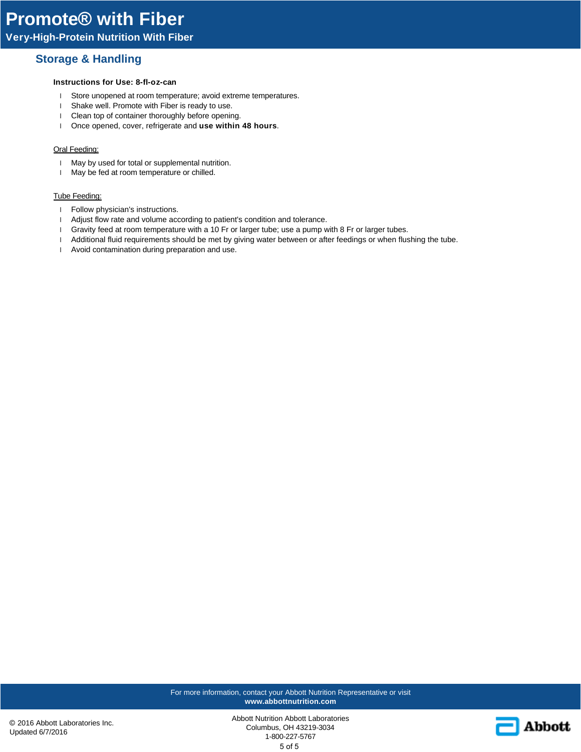# Promote® with Fiber

**Very-High-Protein Nutrition With Fiber**

## Storage & Handling

**Instructions for Use: 8-fl-oz-can**

- Store unopened at room temperature; avoid extreme temperatures.
- Shake well. Promote with Fiber is ready to use.
- Clean top of container thoroughly before opening.
- Once opened, cover, refrigerate and **use within 48 hours**.

Oral Feeding:

- May by used for total or supplemental nutrition.
- May be fed at room temperature or chilled.

Tube Feeding:

- Follow physician's instructions.
- Adjust flow rate and volume according to patient's condition and tolerance.
- Gravity feed at room temperature with a 10 Fr or larger tube; use a pump with 8 Fr or larger tubes.
- Additional fluid requirements should be met by giving water between or after feedings or when flushing the tube.
- Avoid contamination during preparation and use.

For more information, contact your Abbott Nutrition Representative or visit **www.abbottnutrition.com**

© 2016 Abbott Laboratories Inc.
Updated 6/7/2016

Abbott Nutrition Abbott Laboratories
Columbus, OH 43219-3034
1-800-227-5767